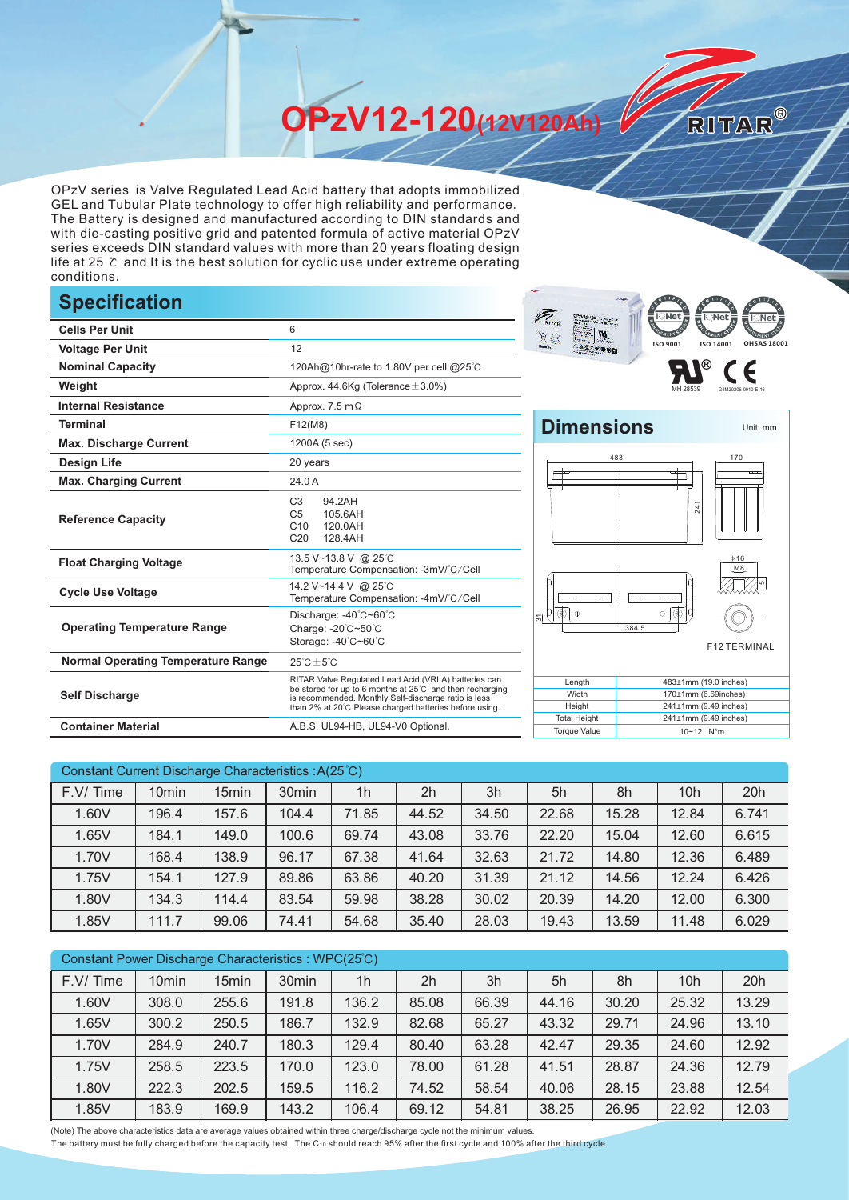# OPzV12-120(12V120Ah)

RITAR®

OPzV series is Valve Regulated Lead Acid battery that adopts immobilized GEL and Tubular Plate technology to offer high reliability and performance. The Battery is designed and manufactured according to DIN standards and with die-casting positive grid and patented formula of active material OPzV series exceeds DIN standard values with more than 20 years floating design life at 25 ℃ and It is the best solution for cyclic use under extreme operating conditions.

## Specification

| | |
|---|---|
| **Cells Per Unit** | 6 |
| **Voltage Per Unit** | 12 |
| **Nominal Capacity** | 120Ah@10hr-rate to 1.80V per cell @25℃ |
| **Weight** | Approx. 44.6Kg (Tolerance±3.0%) |
| **Internal Resistance** | Approx. 7.5 mΩ |
| **Terminal** | F12(M8) |
| **Max. Discharge Current** | 1200A (5 sec) |
| **Design Life** | 20 years |
| **Max. Charging Current** | 24.0 A |
| **Reference Capacity** | C3 94.2AH<br>C5 105.6AH<br>C10 120.0AH<br>C20 128.4AH |
| **Float Charging Voltage** | 13.5 V~13.8 V @ 25℃<br>Temperature Compensation: -3mV/℃/Cell |
| **Cycle Use Voltage** | 14.2 V~14.4 V @ 25℃<br>Temperature Compensation: -4mV/℃/Cell |
| **Operating Temperature Range** | Discharge: -40℃~60℃<br>Charge: -20℃~50℃<br>Storage: -40℃~60℃ |
| **Normal Operating Temperature Range** | 25℃±5℃ |
| **Self Discharge** | RITAR Valve Regulated Lead Acid (VRLA) batteries can be stored for up to 6 months at 25℃ and then recharging is recommended. Monthly Self-discharge ratio is less than 2% at 20℃.Please charged batteries before using. |
| **Container Material** | A.B.S. UL94-HB, UL94-V0 Optional. |

ISO 9001 ISO 14001 OHSAS 18001

MH 28539 G4M20206-0910-E-16

## Dimensions

Unit: mm

483, 170, 241, 384.5, φ16, M8

F12 TERMINAL

| | |
|---|---|
| Length | 483±1mm (19.0 inches) |
| Width | 170±1mm (6.69inches) |
| Height | 241±1mm (9.49 inches) |
| Total Height | 241±1mm (9.49 inches) |
| Torque Value | 10~12 N*m |

Constant Current Discharge Characteristics :A(25℃)

| F.V/ Time | 10min | 15min | 30min | 1h | 2h | 3h | 5h | 8h | 10h | 20h |
|---|---|---|---|---|---|---|---|---|---|---|
| 1.60V | 196.4 | 157.6 | 104.4 | 71.85 | 44.52 | 34.50 | 22.68 | 15.28 | 12.84 | 6.741 |
| 1.65V | 184.1 | 149.0 | 100.6 | 69.74 | 43.08 | 33.76 | 22.20 | 15.04 | 12.60 | 6.615 |
| 1.70V | 168.4 | 138.9 | 96.17 | 67.38 | 41.64 | 32.63 | 21.72 | 14.80 | 12.36 | 6.489 |
| 1.75V | 154.1 | 127.9 | 89.86 | 63.86 | 40.20 | 31.39 | 21.12 | 14.56 | 12.24 | 6.426 |
| 1.80V | 134.3 | 114.4 | 83.54 | 59.98 | 38.28 | 30.02 | 20.39 | 14.20 | 12.00 | 6.300 |
| 1.85V | 111.7 | 99.06 | 74.41 | 54.68 | 35.40 | 28.03 | 19.43 | 13.59 | 11.48 | 6.029 |

Constant Power Discharge Characteristics : WPC(25℃)

| F.V/ Time | 10min | 15min | 30min | 1h | 2h | 3h | 5h | 8h | 10h | 20h |
|---|---|---|---|---|---|---|---|---|---|---|
| 1.60V | 308.0 | 255.6 | 191.8 | 136.2 | 85.08 | 66.39 | 44.16 | 30.20 | 25.32 | 13.29 |
| 1.65V | 300.2 | 250.5 | 186.7 | 132.9 | 82.68 | 65.27 | 43.32 | 29.71 | 24.96 | 13.10 |
| 1.70V | 284.9 | 240.7 | 180.3 | 129.4 | 80.40 | 63.28 | 42.47 | 29.35 | 24.60 | 12.92 |
| 1.75V | 258.5 | 223.5 | 170.0 | 123.0 | 78.00 | 61.28 | 41.51 | 28.87 | 24.36 | 12.79 |
| 1.80V | 222.3 | 202.5 | 159.5 | 116.2 | 74.52 | 58.54 | 40.06 | 28.15 | 23.88 | 12.54 |
| 1.85V | 183.9 | 169.9 | 143.2 | 106.4 | 69.12 | 54.81 | 38.25 | 26.95 | 22.92 | 12.03 |

(Note) The above characteristics data are average values obtained within three charge/discharge cycle not the minimum values.
The battery must be fully charged before the capacity test. The $C_{10}$ should reach 95% after the first cycle and 100% after the third cycle.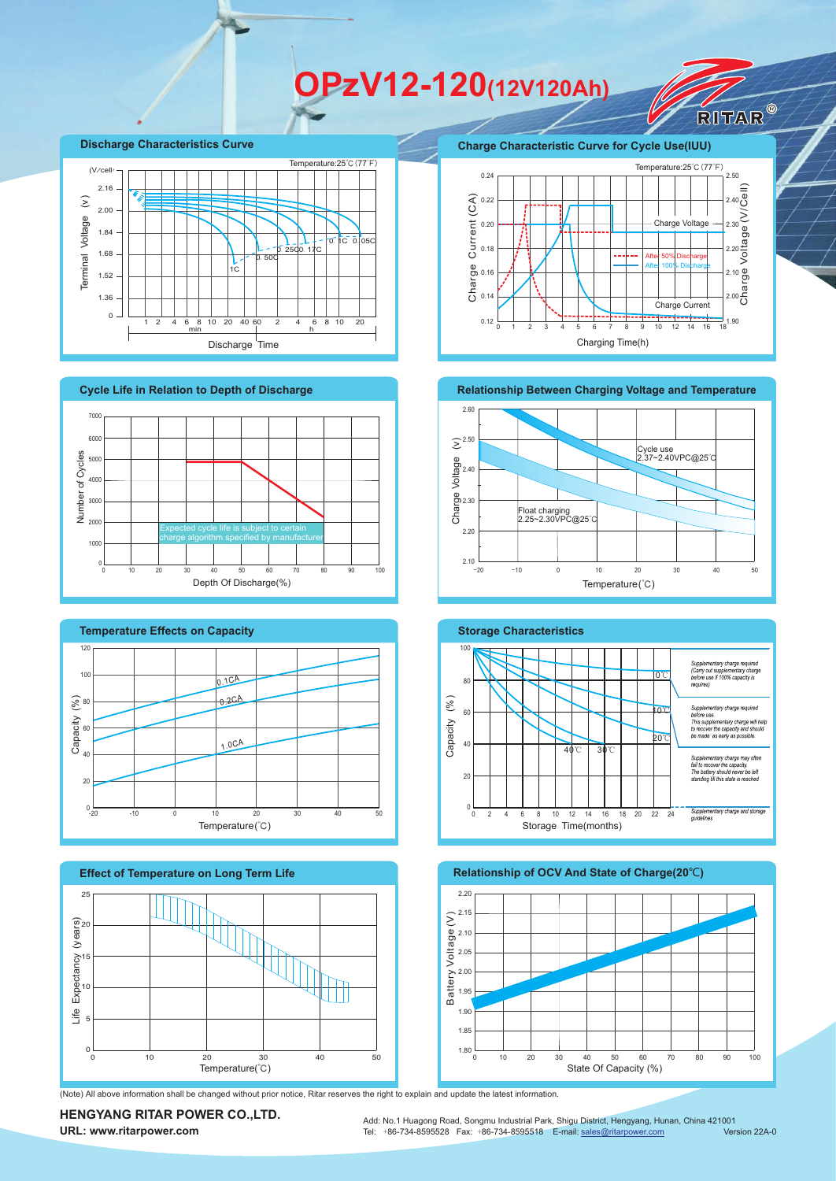# OPzV12-120(12V120Ah)

RITAR®

## Discharge Characteristics Curve

(V/cell)
Temperature:25℃(77℉)
Terminal Voltage (v)
2.16
2.00
1.84
1.68
1.52
1.36
0
1C
0.50C
0.25C
0.17C
0.1C
0.05C
1 2 4 6 8 10 20 40 60 2 4 6 8 10 20
min h
Discharge Time

## Charge Characteristic Curve for Cycle Use(IUU)

Temperature:25℃(77℉)
Charge Current (CA)
0.24
0.22
0.20
0.18
0.16
0.14
0.12
Charge Voltage (V/Cell)
2.50
2.40
2.30
2.20
2.10
2.00
1.90
Charge Voltage
After 50% Discharge
After 100% Discharge
Charge Current
0 1 2 3 4 5 6 7 8 9 10 12 14 16 18
Charging Time(h)

## Cycle Life in Relation to Depth of Discharge

Number of Cycles
7000
6000
5000
4000
3000
2000
1000
0
Expected cycle life is subject to certain charge algorithm specified by manufacturer
0 10 20 30 40 50 60 70 80 90 100
Depth Of Discharge(%)

## Relationship Between Charging Voltage and Temperature

Charge Voltage (v)
2.60
2.50
2.40
2.30
2.20
2.10
Cycle use
2.37~2.40VPC@25℃
Float charging
2.25~2.30VPC@25℃
−20 −10 0 10 20 30 40 50
Temperature(℃)

## Temperature Effects on Capacity

Capacity (%)
120
100
80
60
40
20
0
0.1CA
0.2CA
1.0CA
-20 -10 0 10 20 30 40 50
Temperature(℃)

## Storage Characteristics

Capacity (%)
100
80
60
40
20
0
0℃
10℃
20℃
40℃
30℃
0 2 4 6 8 10 12 14 16 18 20 22 24
Storage Time(months)

*Supplementary charge required (Carry out supplementary charge before use if 100% capacity is requires)*

*Supplementary charge required before use. This supplementary charge will help to recover the capacity and should be made as early as possible.*

*Supplementary charge may often fail to recover the capacity. The battery should never be left standing till this state is reached*

*Supplementary charge and storage guidelines*

## Effect of Temperature on Long Term Life

Life Expectancy (years)
25
20
15
10
5
0
0 10 20 30 40 50
Temperature(℃)

## Relationship of OCV And State of Charge(20℃)

Battery Voltage (V)
2.20
2.15
2.10
2.05
2.00
1.95
1.90
1.85
1.80
0 10 20 30 40 50 60 70 80 90 100
State Of Capacity (%)

(Note) All above information shall be changed without prior notice, Ritar reserves the right to explain and update the latest information.

**HENGYANG RITAR POWER CO.,LTD.**
**URL: www.ritarpower.com**

Add: No.1 Huagong Road, Songmu Industrial Park, Shigu District, Hengyang, Hunan, China 421001
Tel: +86-734-8595528 Fax: +86-734-8595518 E-mail: sales@ritarpower.com
Version 22A-0